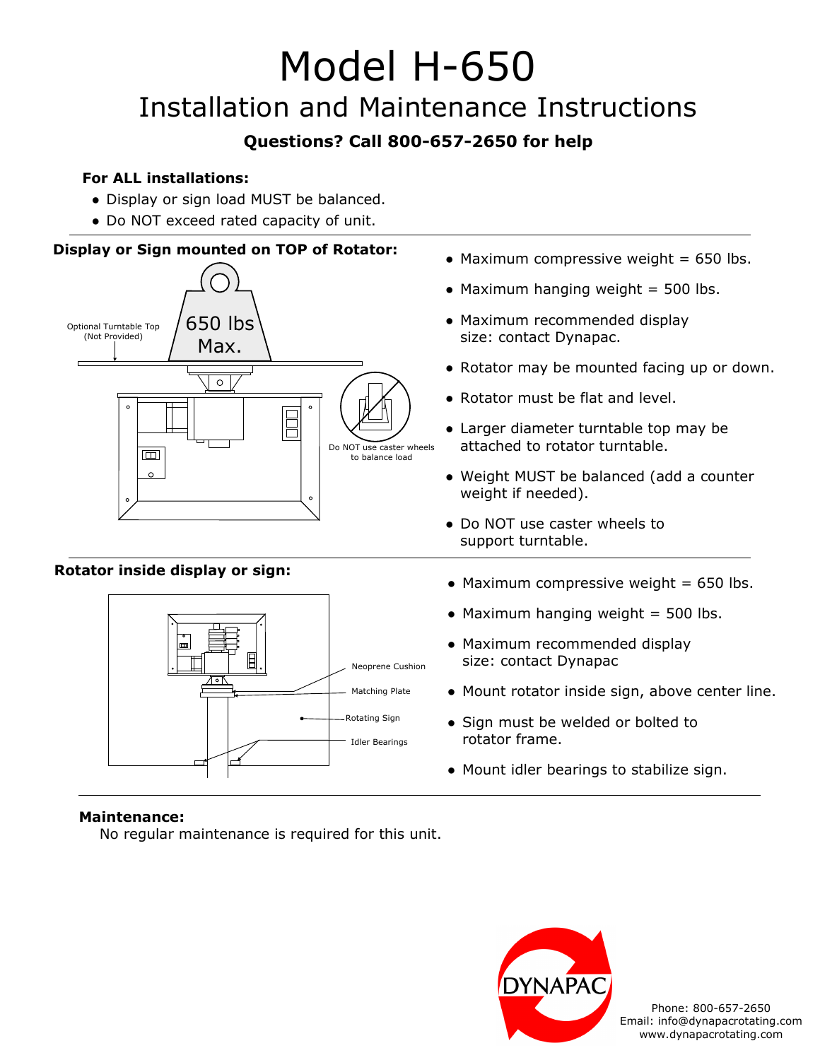# Model H-650

## Installation and Maintenance Instructions

**Questions? Call 800-657-2650 for help**

**For ALL installations:**

- Display or sign load MUST be balanced.
- Do NOT exceed rated capacity of unit.

---

### Display or Sign mounted on TOP of Rotator:

Optional Turntable Top (Not Provided)

650 lbs Max.

Do NOT use caster wheels to balance load

- Maximum compressive weight = 650 lbs.
- Maximum hanging weight = 500 lbs.
- Maximum recommended display size: contact Dynapac.
- Rotator may be mounted facing up or down.
- Rotator must be flat and level.
- Larger diameter turntable top may be attached to rotator turntable.
- Weight MUST be balanced (add a counter weight if needed).
- Do NOT use caster wheels to support turntable.

---

### Rotator inside display or sign:

Neoprene Cushion

Matching Plate

Rotating Sign

Idler Bearings

- Maximum compressive weight = 650 lbs.
- Maximum hanging weight = 500 lbs.
- Maximum recommended display size: contact Dynapac
- Mount rotator inside sign, above center line.
- Sign must be welded or bolted to rotator frame.
- Mount idler bearings to stabilize sign.

---

### Maintenance:

No regular maintenance is required for this unit.

DYNAPAC

Phone: 800-657-2650
Email: info@dynapacrotating.com
www.dynapacrotating.com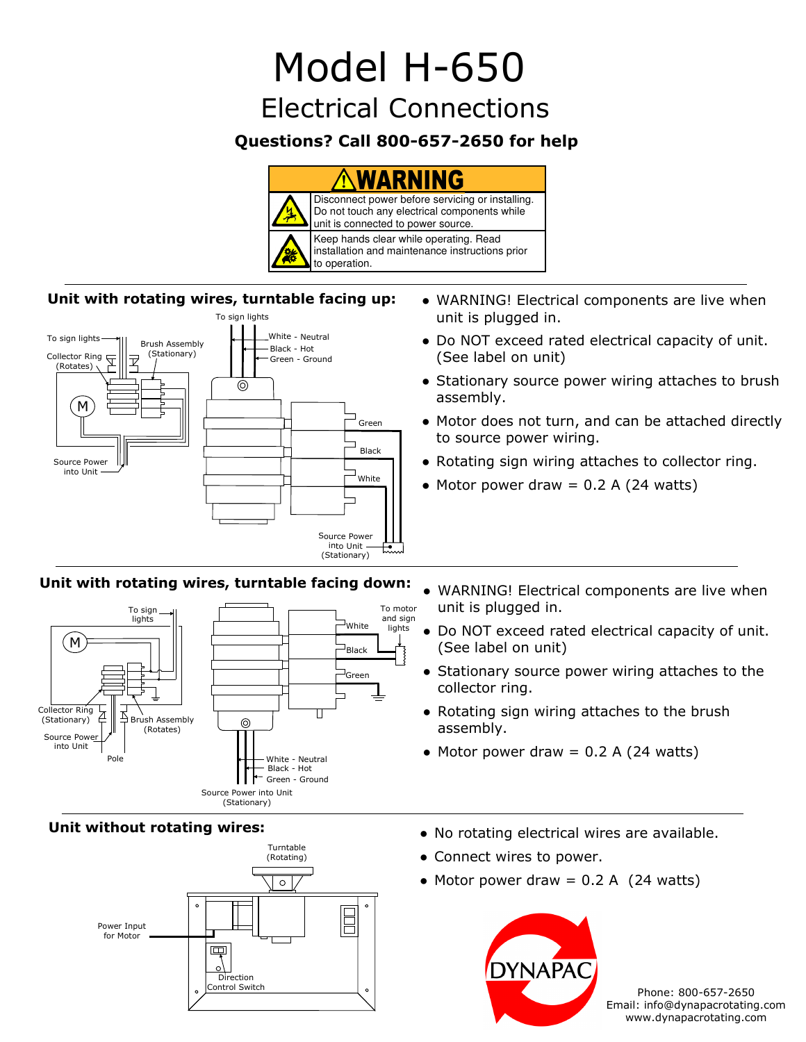# Model H-650

## Electrical Connections

**Questions? Call 800-657-2650 for help**

**⚠WARNING**

Disconnect power before servicing or installing. Do not touch any electrical components while unit is connected to power source.

Keep hands clear while operating. Read installation and maintenance instructions prior to operation.

---

### Unit with rotating wires, turntable facing up:

To sign lights
Brush Assembly (Stationary)
Collector Ring (Rotates)
M
Source Power into Unit
To sign lights
White - Neutral
Black - Hot
Green - Ground
Green
Black
White
Source Power into Unit (Stationary)

- WARNING! Electrical components are live when unit is plugged in.
- Do NOT exceed rated electrical capacity of unit. (See label on unit)
- Stationary source power wiring attaches to brush assembly.
- Motor does not turn, and can be attached directly to source power wiring.
- Rotating sign wiring attaches to collector ring.
- Motor power draw = 0.2 A (24 watts)

---

### Unit with rotating wires, turntable facing down:

To sign lights
M
Collector Ring (Stationary)
Brush Assembly (Rotates)
Source Power into Unit
Pole
White
Black
Green
To motor and sign lights
White - Neutral
Black - Hot
Green - Ground
Source Power into Unit (Stationary)

- WARNING! Electrical components are live when unit is plugged in.
- Do NOT exceed rated electrical capacity of unit. (See label on unit)
- Stationary source power wiring attaches to the collector ring.
- Rotating sign wiring attaches to the brush assembly.
- Motor power draw = 0.2 A (24 watts)

---

### Unit without rotating wires:

Turntable (Rotating)
Power Input for Motor
Direction Control Switch

- No rotating electrical wires are available.
- Connect wires to power.
- Motor power draw = 0.2 A (24 watts)

DYNAPAC

Phone: 800-657-2650
Email: info@dynapacrotating.com
www.dynapacrotating.com